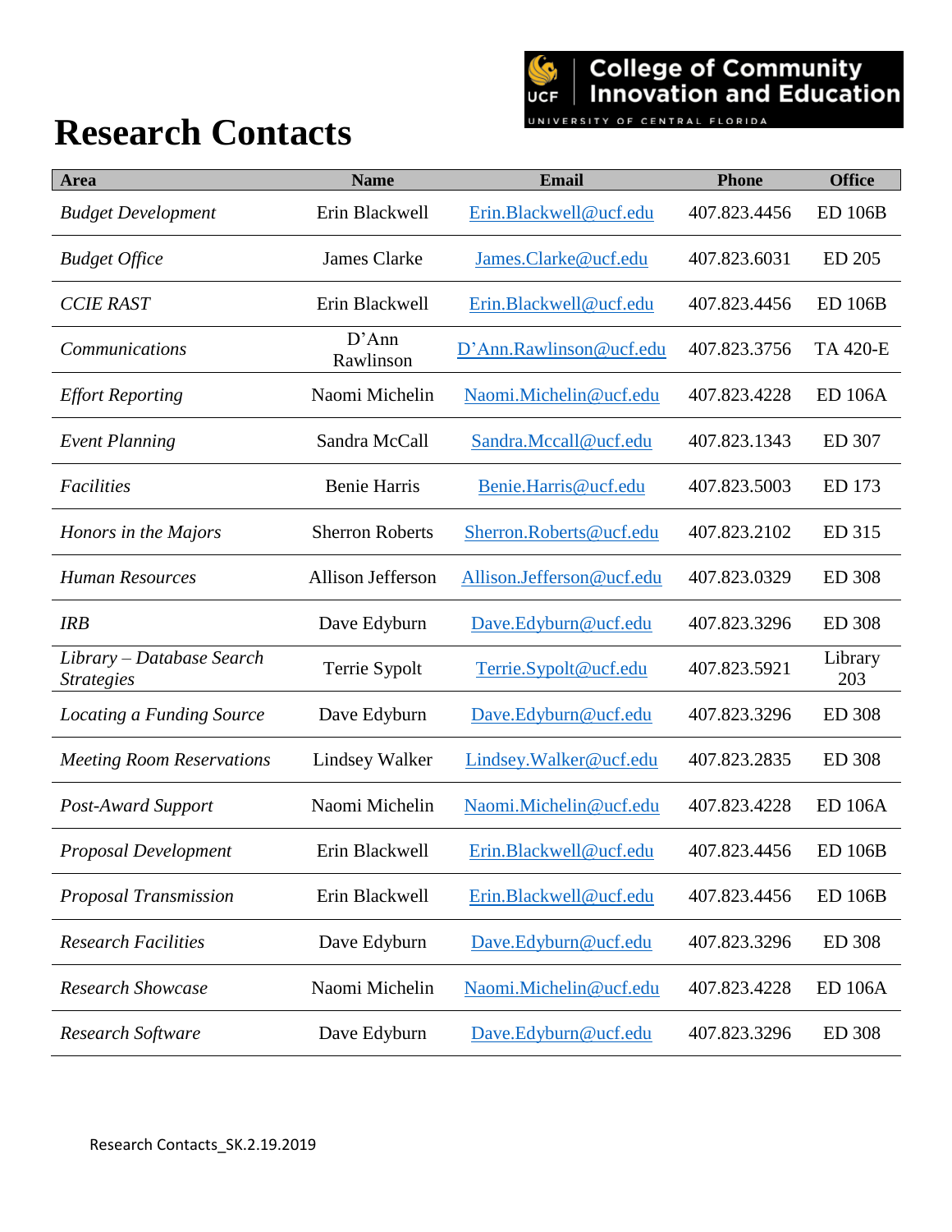# Research Contacts

College of Community Innovation and Education
UNIVERSITY OF CENTRAL FLORIDA

| Area | Name | Email | Phone | Office |
|---|---|---|---|---|
| *Budget Development* | Erin Blackwell | Erin.Blackwell@ucf.edu | 407.823.4456 | ED 106B |
| *Budget Office* | James Clarke | James.Clarke@ucf.edu | 407.823.6031 | ED 205 |
| *CCIE RAST* | Erin Blackwell | Erin.Blackwell@ucf.edu | 407.823.4456 | ED 106B |
| *Communications* | D'Ann Rawlinson | D'Ann.Rawlinson@ucf.edu | 407.823.3756 | TA 420-E |
| *Effort Reporting* | Naomi Michelin | Naomi.Michelin@ucf.edu | 407.823.4228 | ED 106A |
| *Event Planning* | Sandra McCall | Sandra.Mccall@ucf.edu | 407.823.1343 | ED 307 |
| *Facilities* | Benie Harris | Benie.Harris@ucf.edu | 407.823.5003 | ED 173 |
| *Honors in the Majors* | Sherron Roberts | Sherron.Roberts@ucf.edu | 407.823.2102 | ED 315 |
| *Human Resources* | Allison Jefferson | Allison.Jefferson@ucf.edu | 407.823.0329 | ED 308 |
| *IRB* | Dave Edyburn | Dave.Edyburn@ucf.edu | 407.823.3296 | ED 308 |
| *Library – Database Search Strategies* | Terrie Sypolt | Terrie.Sypolt@ucf.edu | 407.823.5921 | Library 203 |
| *Locating a Funding Source* | Dave Edyburn | Dave.Edyburn@ucf.edu | 407.823.3296 | ED 308 |
| *Meeting Room Reservations* | Lindsey Walker | Lindsey.Walker@ucf.edu | 407.823.2835 | ED 308 |
| *Post-Award Support* | Naomi Michelin | Naomi.Michelin@ucf.edu | 407.823.4228 | ED 106A |
| *Proposal Development* | Erin Blackwell | Erin.Blackwell@ucf.edu | 407.823.4456 | ED 106B |
| *Proposal Transmission* | Erin Blackwell | Erin.Blackwell@ucf.edu | 407.823.4456 | ED 106B |
| *Research Facilities* | Dave Edyburn | Dave.Edyburn@ucf.edu | 407.823.3296 | ED 308 |
| *Research Showcase* | Naomi Michelin | Naomi.Michelin@ucf.edu | 407.823.4228 | ED 106A |
| *Research Software* | Dave Edyburn | Dave.Edyburn@ucf.edu | 407.823.3296 | ED 308 |

Research Contacts_SK.2.19.2019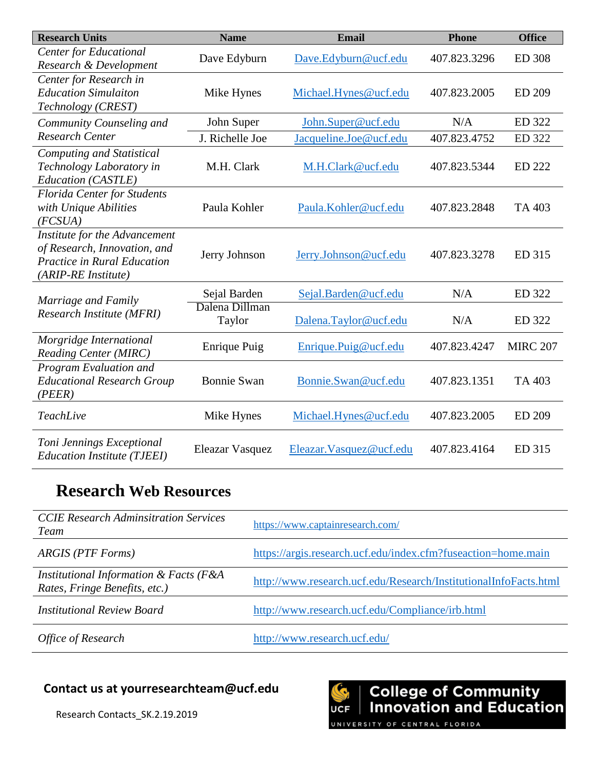| Research Units | Name | Email | Phone | Office |
|---|---|---|---|---|
| *Center for Educational Research & Development* | Dave Edyburn | Dave.Edyburn@ucf.edu | 407.823.3296 | ED 308 |
| *Center for Research in Education Simulaiton Technology (CREST)* | Mike Hynes | Michael.Hynes@ucf.edu | 407.823.2005 | ED 209 |
| *Community Counseling and Research Center* | John Super | John.Super@ucf.edu | N/A | ED 322 |
| | J. Richelle Joe | Jacqueline.Joe@ucf.edu | 407.823.4752 | ED 322 |
| *Computing and Statistical Technology Laboratory in Education (CASTLE)* | M.H. Clark | M.H.Clark@ucf.edu | 407.823.5344 | ED 222 |
| *Florida Center for Students with Unique Abilities (FCSUA)* | Paula Kohler | Paula.Kohler@ucf.edu | 407.823.2848 | TA 403 |
| *Institute for the Advancement of Research, Innovation, and Practice in Rural Education (ARIP-RE Institute)* | Jerry Johnson | Jerry.Johnson@ucf.edu | 407.823.3278 | ED 315 |
| *Marriage and Family Research Institute (MFRI)* | Sejal Barden | Sejal.Barden@ucf.edu | N/A | ED 322 |
| | Dalena Dillman Taylor | Dalena.Taylor@ucf.edu | N/A | ED 322 |
| *Morgridge International Reading Center (MIRC)* | Enrique Puig | Enrique.Puig@ucf.edu | 407.823.4247 | MIRC 207 |
| *Program Evaluation and Educational Research Group (PEER)* | Bonnie Swan | Bonnie.Swan@ucf.edu | 407.823.1351 | TA 403 |
| *TeachLive* | Mike Hynes | Michael.Hynes@ucf.edu | 407.823.2005 | ED 209 |
| *Toni Jennings Exceptional Education Institute (TJEEI)* | Eleazar Vasquez | Eleazar.Vasquez@ucf.edu | 407.823.4164 | ED 315 |

## Research Web Resources

| | |
|---|---|
| *CCIE Research Adminsitration Services Team* | https://www.captainresearch.com/ |
| *ARGIS (PTF Forms)* | https://argis.research.ucf.edu/index.cfm?fuseaction=home.main |
| *Institutional Information & Facts (F&A Rates, Fringe Benefits, etc.)* | http://www.research.ucf.edu/Research/InstitutionalInfoFacts.html |
| *Institutional Review Board* | http://www.research.ucf.edu/Compliance/irb.html |
| *Office of Research* | http://www.research.ucf.edu/ |

**Contact us at yourresearchteam@ucf.edu**

Research Contacts_SK.2.19.2019

UCF | College of Community Innovation and Education
UNIVERSITY OF CENTRAL FLORIDA